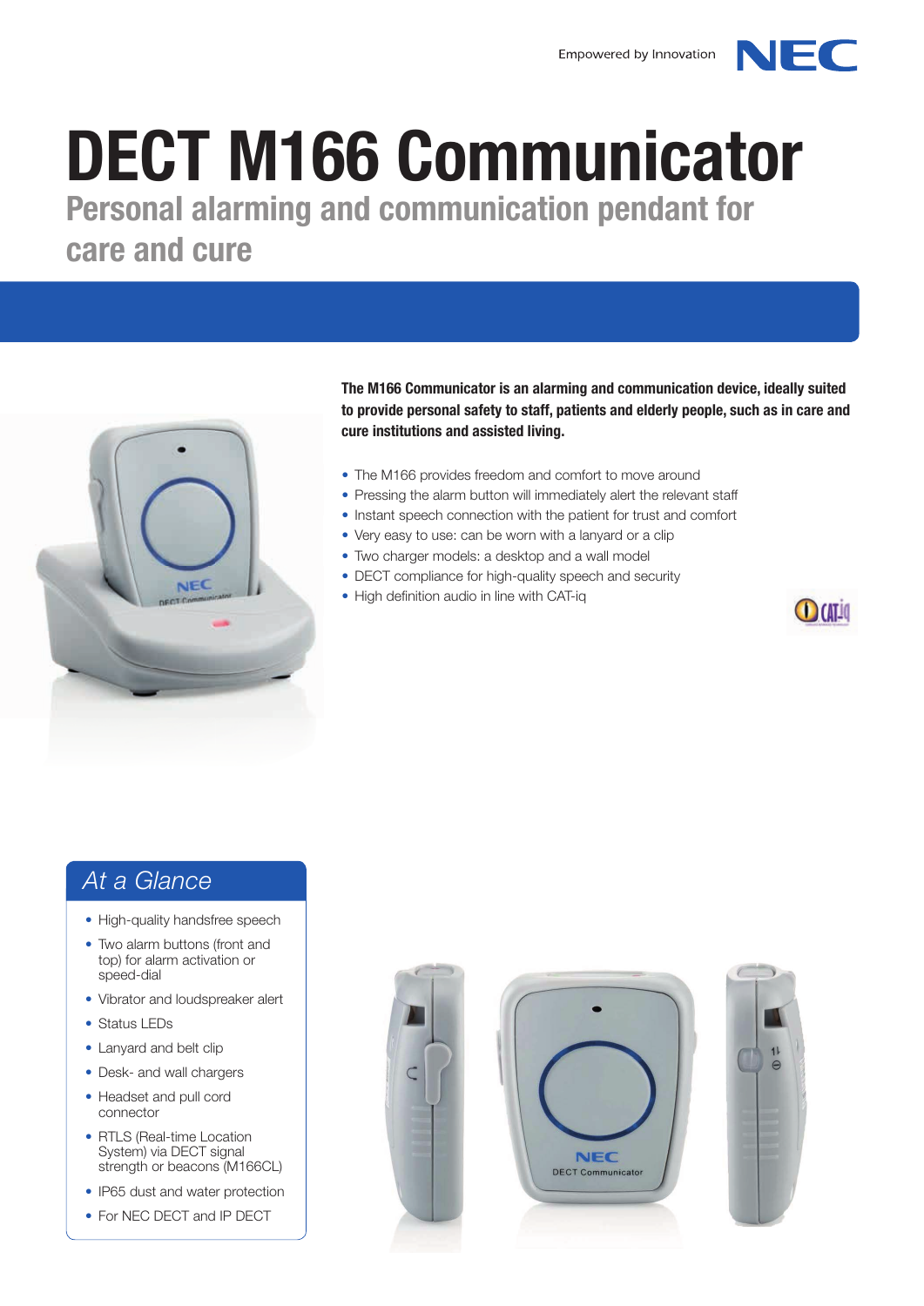Empowered by Innovation

# DECT M166 Communicator

## Personal alarming and communication pendant for care and cure

**The M166 Communicator is an alarming and communication device, ideally suited to provide personal safety to staff, patients and elderly people, such as in care and cure institutions and assisted living.**

- The M166 provides freedom and comfort to move around
- Pressing the alarm button will immediately alert the relevant staff
- Instant speech connection with the patient for trust and comfort
- Very easy to use: can be worn with a lanyard or a clip
- Two charger models: a desktop and a wall model
- DECT compliance for high-quality speech and security
- High definition audio in line with CAT-iq

### At a Glance

- High-quality handsfree speech
- Two alarm buttons (front and top) for alarm activation or speed-dial
- Vibrator and loudspreaker alert
- Status LEDs
- Lanyard and belt clip
- Desk- and wall chargers
- Headset and pull cord connector
- RTLS (Real-time Location System) via DECT signal strength or beacons (M166CL)
- IP65 dust and water protection
- For NEC DECT and IP DECT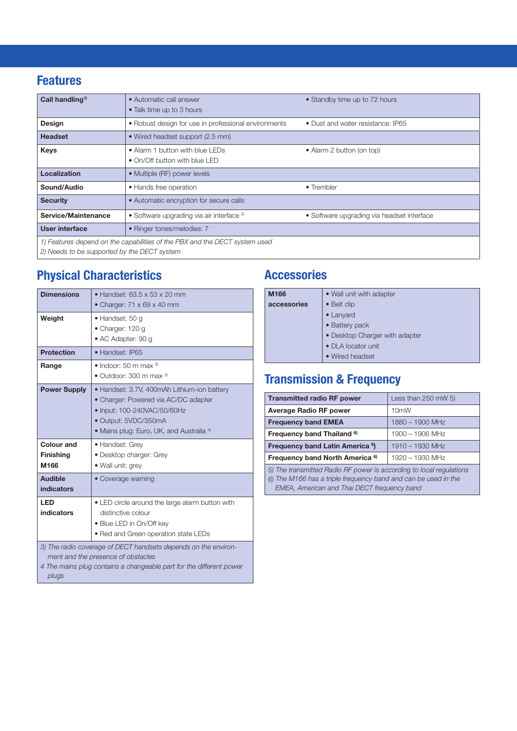## Features

| | | |
|---|---|---|
| **Call handling**[1] | • Automatic call answer<br>• Talk time up to 3 hours | • Standby time up to 72 hours |
| **Design** | • Robust design for use in professional environments | • Dust and water resistance: IP65 |
| **Headset** | • Wired headset support (2.5 mm) | |
| **Keys** | • Alarm 1 button with blue LEDs<br>• On/Off button with blue LED | • Alarm 2 button (on top) |
| **Localization** | • Multiple (RF) power levels | |
| **Sound/Audio** | • Hands free operation | • Trembler |
| **Security** | • Automatic encryption for secure calls | |
| **Service/Maintenance** | • Software upgrading via air interface [2] | • Software upgrading via headset interface |
| **User interface** | • Ringer tones/melodies: 7 | |

*1) Features depend on the capabilities of the PBX and the DECT system used*
*2) Needs to be supported by the DECT system*

## Physical Characteristics

| | |
|---|---|
| **Dimensions** | • Handset: 63.5 x 53 x 20 mm<br>• Charger: 71 x 69 x 40 mm |
| **Weight** | • Handset: 50 g<br>• Charger: 120 g<br>• AC Adapter: 90 g |
| **Protection** | • Handset: IP65 |
| **Range** | • Indoor: 50 m max [3]<br>• Outdoor: 300 m max [3] |
| **Power Supply** | • Handset: 3.7V, 400mAh Lithium-ion battery<br>• Charger: Powered via AC/DC adapter<br>• Input: 100-240VAC/50/60Hz<br>• Output: 5VDC/350mA<br>• Mains plug: Euro, UK, and Australia [4] |
| **Colour and Finishing M166** | • Handset: Grey<br>• Desktop charger: Grey<br>• Wall unit: grey |
| **Audible indicators** | • Coverage warning |
| **LED indicators** | • LED circle around the large alarm button with distinctive colour<br>• Blue LED in On/Off key<br>• Red and Green operation state LEDs |

*3) The radio coverage of DECT handsets depends on the environment and the presence of obstacles*
*4 The mains plug contains a changeable part for the different power plugs*

## Accessories

| | |
|---|---|
| **M166 accessories** | • Wall unit with adapter<br>• Belt clip<br>• Lanyard<br>• Battery pack<br>• Desktop Charger with adapter<br>• DLA locator unit<br>• Wired headset |

## Transmission & Frequency

| | |
|---|---|
| **Transmitted radio RF power** | Less than 250 mW 5) |
| **Average Radio RF power** | 10mW |
| **Frequency band EMEA** | 1880 – 1900 MHz |
| **Frequency band Thailand** [6] | 1900 – 1906 MHz |
| **Frequency band Latin America** [6]) | 1910 – 1930 MHz |
| **Frequency band North America** [6] | 1920 – 1930 MHz |

*5) The transmitted Radio RF power is according to local regulations*
*6) The M166 has a triple frequency band and can be used in the EMEA, American and Thai DECT frequency band*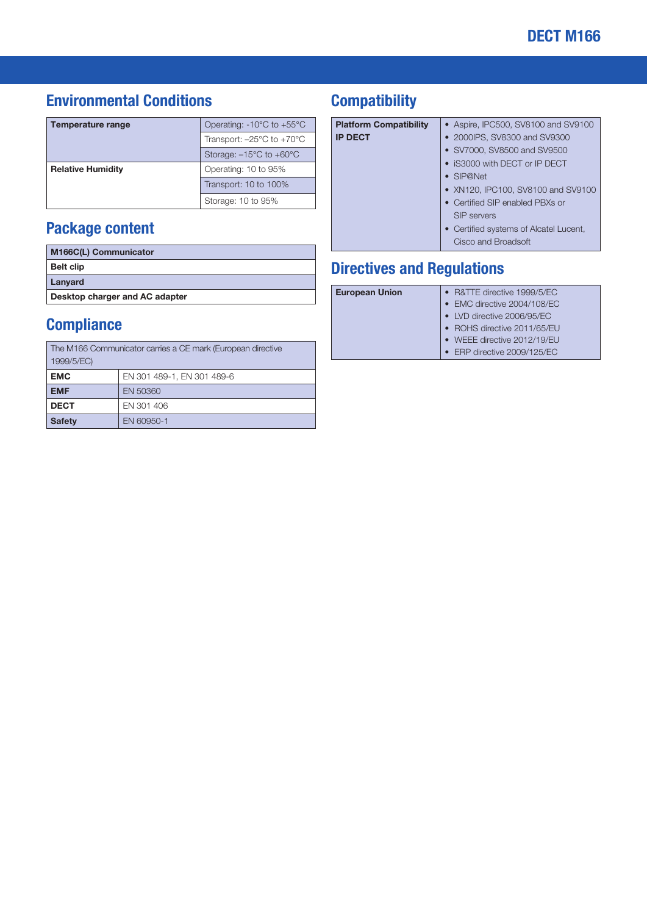## Environmental Conditions

| | |
|---|---|
| **Temperature range** | Operating: -10°C to +55°C |
| | Transport: –25°C to +70°C |
| | Storage: –15°C to +60°C |
| **Relative Humidity** | Operating: 10 to 95% |
| | Transport: 10 to 100% |
| | Storage: 10 to 95% |

## Package content

| |
|---|
| **M166C(L) Communicator** |
| **Belt clip** |
| **Lanyard** |
| **Desktop charger and AC adapter** |

## Compliance

| | |
|---|---|
| The M166 Communicator carries a CE mark (European directive 1999/5/EC) | |
| **EMC** | EN 301 489-1, EN 301 489-6 |
| **EMF** | EN 50360 |
| **DECT** | EN 301 406 |
| **Safety** | EN 60950-1 |

## Compatibility

| | |
|---|---|
| **Platform Compatibility IP DECT** | • Aspire, IPC500, SV8100 and SV9100<br>• 2000IPS, SV8300 and SV9300<br>• SV7000, SV8500 and SV9500<br>• iS3000 with DECT or IP DECT<br>• SIP@Net<br>• XN120, IPC100, SV8100 and SV9100<br>• Certified SIP enabled PBXs or SIP servers<br>• Certified systems of Alcatel Lucent, Cisco and Broadsoft |

## Directives and Regulations

| | |
|---|---|
| **European Union** | • R&TTE directive 1999/5/EC<br>• EMC directive 2004/108/EC<br>• LVD directive 2006/95/EC<br>• ROHS directive 2011/65/EU<br>• WEEE directive 2012/19/EU<br>• ERP directive 2009/125/EC |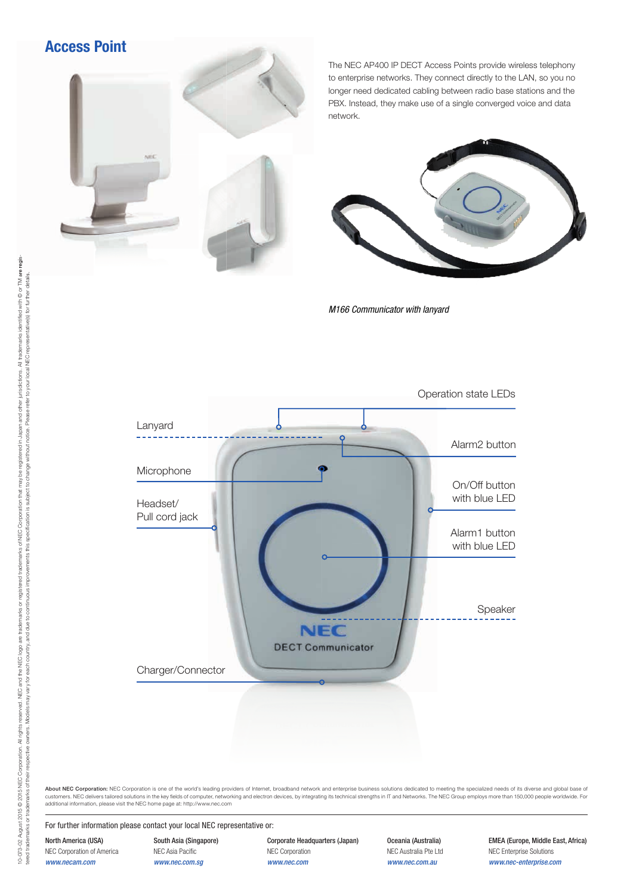## Access Point

The NEC AP400 IP DECT Access Points provide wireless telephony to enterprise networks. They connect directly to the LAN, so you no longer need dedicated cabling between radio base stations and the PBX. Instead, they make use of a single converged voice and data network.

*M166 Communicator with lanyard*

Operation state LEDs

Lanyard

Alarm2 button

Microphone

On/Off button with blue LED

Headset/ Pull cord jack

Alarm1 button with blue LED

Speaker

Charger/Connector

**About NEC Corporation:** NEC Corporation is one of the world's leading providers of Internet, broadband network and enterprise business solutions dedicated to meeting the specialized needs of its diverse and global base of customers. NEC delivers tailored solutions in the key fields of computer, networking and electron devices, by integrating its technical strengths in IT and Networks. The NEC Group employs more than 150,000 people worldwide. For additional information, please visit the NEC home page at: http://www.nec.com

For further information please contact your local NEC representative or:

| North America (USA) | South Asia (Singapore) | Corporate Headquarters (Japan) | Oceania (Australia) | EMEA (Europe, Middle East, Africa) |
|---|---|---|---|---|
| NEC Corporation of America | NEC Asia Pacific | NEC Corporation | NEC Australia Pte Ltd | NEC Enterprise Solutions |
| *www.necam.com* | *www.nec.com.sg* | *www.nec.com* | *www.nec.com.au* | *www.nec-enterprise.com* |

10-073-02 August 2015 © 2015 NEC Corporation. All rights reserved. NEC and the NEC logo are trademarks or registered trademarks of NEC Corporation that may be registered in Japan and other jurisdictions. All trademarks identified with © or TM are registered trademarks or trademarks of their respective owners. Models may vary for each country, and due to continuous improvements this specification is subject to change without notice. Please refer to your local NEC representative(s) for further details.